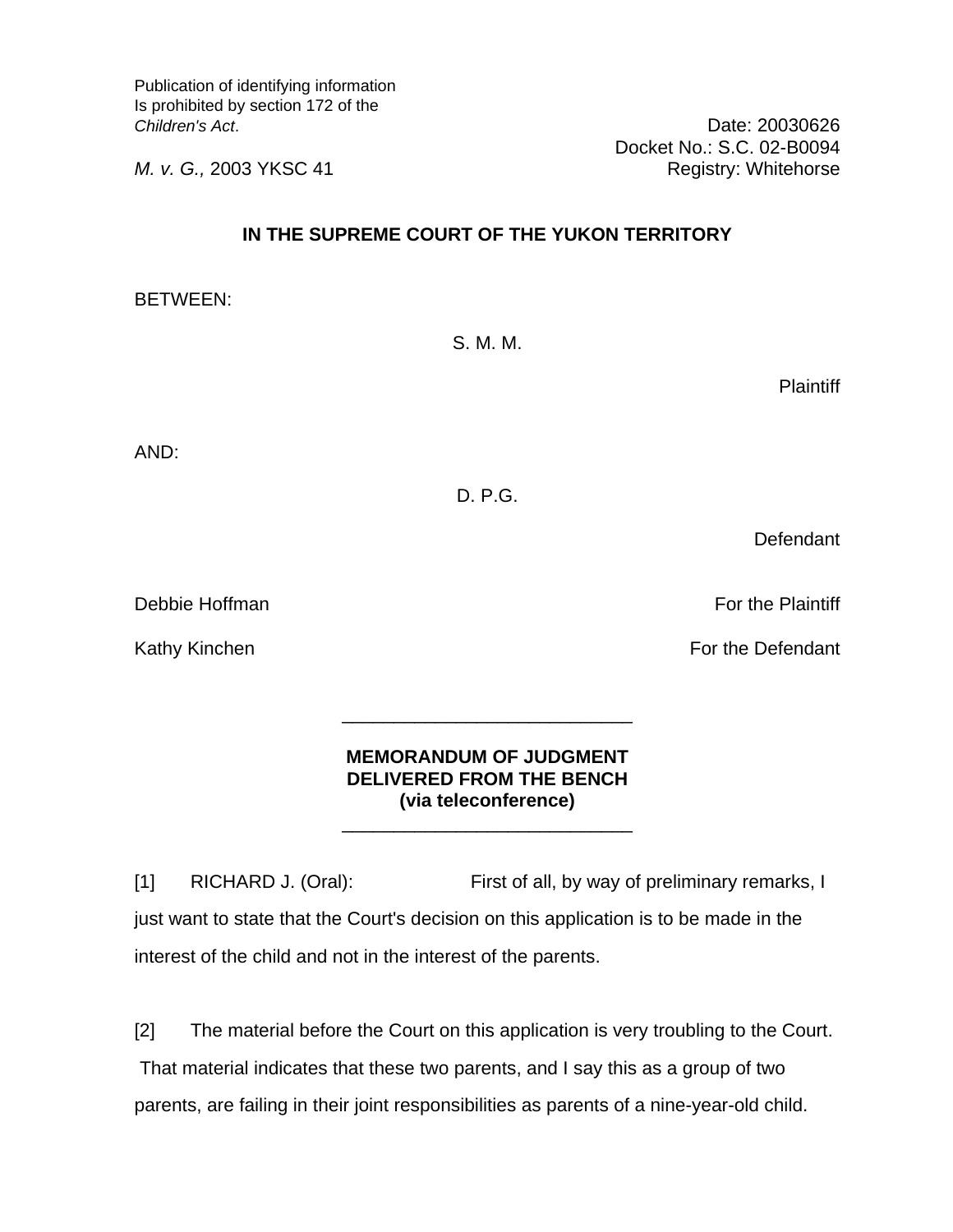Publication of identifying information
Is prohibited by section 172 of the
*Children's Act*.

Date: 20030626
Docket No.: S.C. 02-B0094
Registry: Whitehorse

*M. v. G.,* 2003 YKSC 41

**IN THE SUPREME COURT OF THE YUKON TERRITORY**

BETWEEN:

S. M. M.

Plaintiff

AND:

D. P.G.

Defendant

Debbie Hoffman — For the Plaintiff

Kathy Kinchen — For the Defendant

---

**MEMORANDUM OF JUDGMENT DELIVERED FROM THE BENCH (via teleconference)**

---

[1] RICHARD J. (Oral): First of all, by way of preliminary remarks, I just want to state that the Court's decision on this application is to be made in the interest of the child and not in the interest of the parents.

[2] The material before the Court on this application is very troubling to the Court. That material indicates that these two parents, and I say this as a group of two parents, are failing in their joint responsibilities as parents of a nine-year-old child.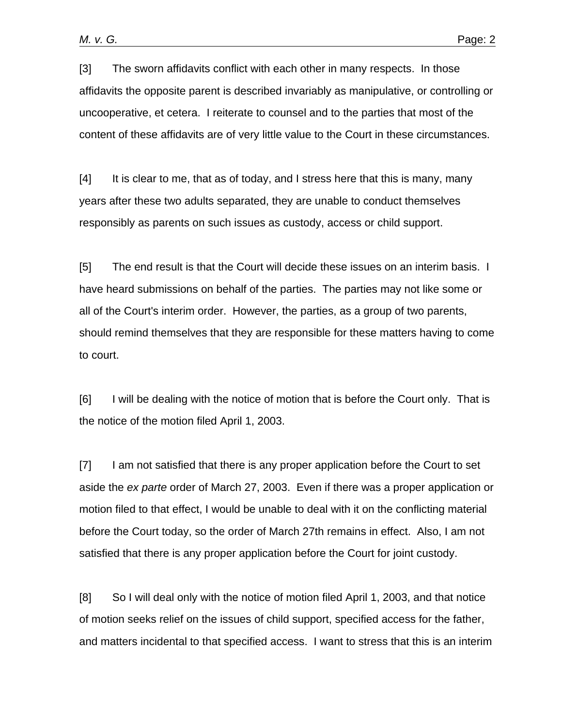[3] The sworn affidavits conflict with each other in many respects. In those affidavits the opposite parent is described invariably as manipulative, or controlling or uncooperative, et cetera. I reiterate to counsel and to the parties that most of the content of these affidavits are of very little value to the Court in these circumstances.

[4] It is clear to me, that as of today, and I stress here that this is many, many years after these two adults separated, they are unable to conduct themselves responsibly as parents on such issues as custody, access or child support.

[5] The end result is that the Court will decide these issues on an interim basis. I have heard submissions on behalf of the parties. The parties may not like some or all of the Court's interim order. However, the parties, as a group of two parents, should remind themselves that they are responsible for these matters having to come to court.

[6] I will be dealing with the notice of motion that is before the Court only. That is the notice of the motion filed April 1, 2003.

[7] I am not satisfied that there is any proper application before the Court to set aside the *ex parte* order of March 27, 2003. Even if there was a proper application or motion filed to that effect, I would be unable to deal with it on the conflicting material before the Court today, so the order of March 27th remains in effect. Also, I am not satisfied that there is any proper application before the Court for joint custody.

[8] So I will deal only with the notice of motion filed April 1, 2003, and that notice of motion seeks relief on the issues of child support, specified access for the father, and matters incidental to that specified access. I want to stress that this is an interim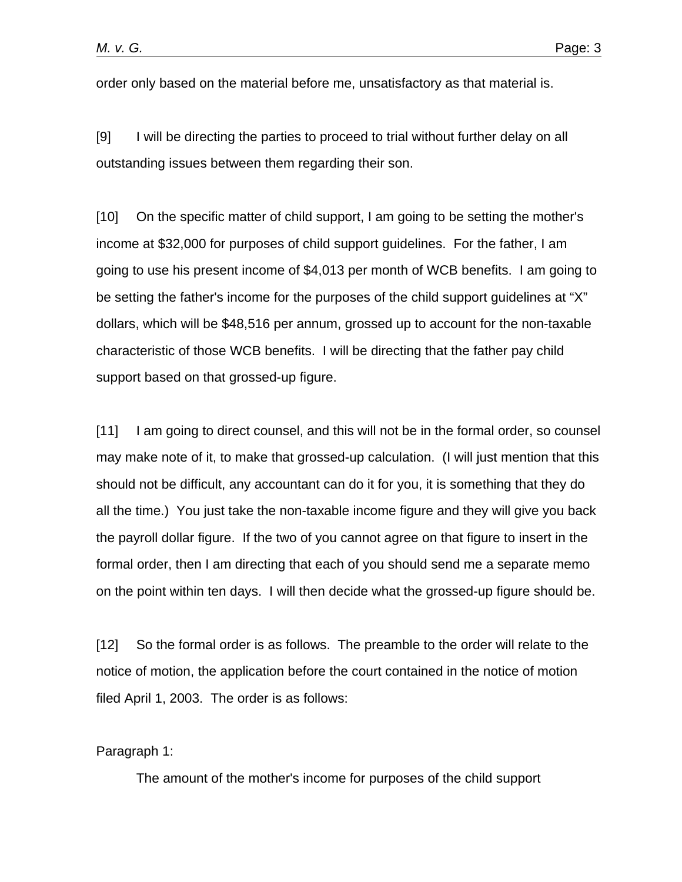order only based on the material before me, unsatisfactory as that material is.

[9] I will be directing the parties to proceed to trial without further delay on all outstanding issues between them regarding their son.

[10] On the specific matter of child support, I am going to be setting the mother's income at $32,000 for purposes of child support guidelines. For the father, I am going to use his present income of $4,013 per month of WCB benefits. I am going to be setting the father's income for the purposes of the child support guidelines at "X" dollars, which will be $48,516 per annum, grossed up to account for the non-taxable characteristic of those WCB benefits. I will be directing that the father pay child support based on that grossed-up figure.

[11] I am going to direct counsel, and this will not be in the formal order, so counsel may make note of it, to make that grossed-up calculation. (I will just mention that this should not be difficult, any accountant can do it for you, it is something that they do all the time.) You just take the non-taxable income figure and they will give you back the payroll dollar figure. If the two of you cannot agree on that figure to insert in the formal order, then I am directing that each of you should send me a separate memo on the point within ten days. I will then decide what the grossed-up figure should be.

[12] So the formal order is as follows. The preamble to the order will relate to the notice of motion, the application before the court contained in the notice of motion filed April 1, 2003. The order is as follows:

Paragraph 1:

The amount of the mother's income for purposes of the child support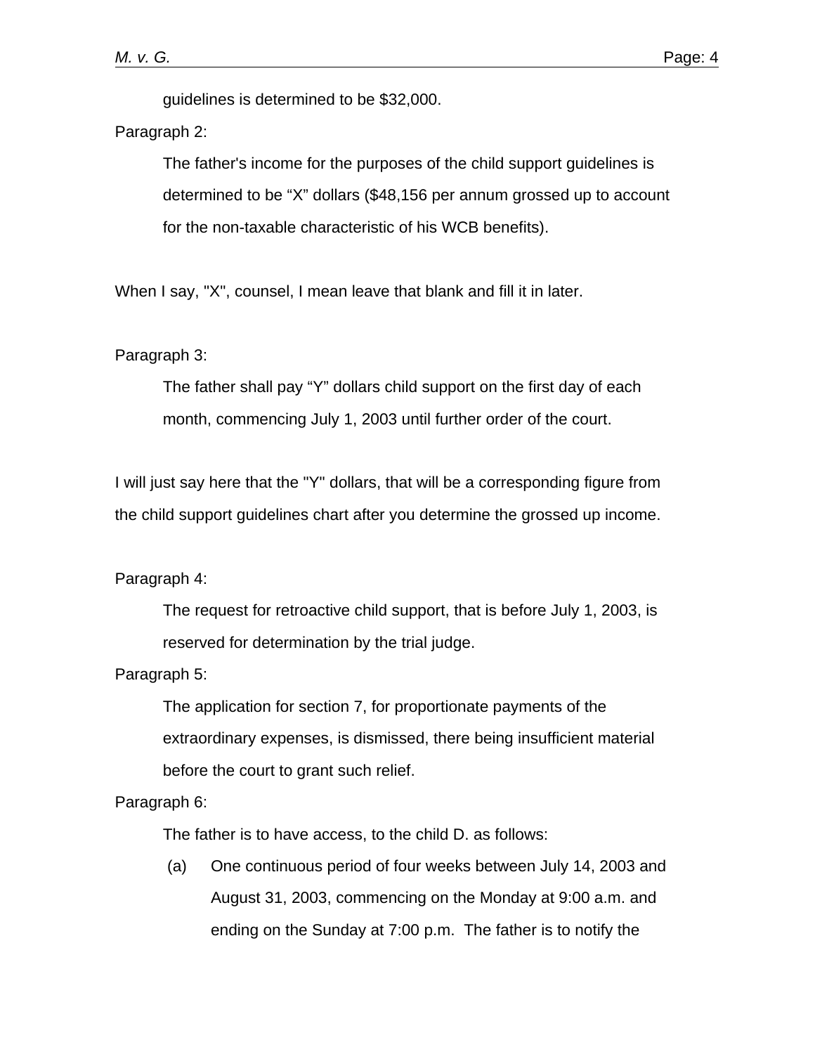guidelines is determined to be $32,000.

Paragraph 2:

> The father's income for the purposes of the child support guidelines is determined to be “X” dollars ($48,156 per annum grossed up to account for the non-taxable characteristic of his WCB benefits).

When I say, "X", counsel, I mean leave that blank and fill it in later.

Paragraph 3:

> The father shall pay “Y” dollars child support on the first day of each month, commencing July 1, 2003 until further order of the court.

I will just say here that the "Y" dollars, that will be a corresponding figure from the child support guidelines chart after you determine the grossed up income.

Paragraph 4:

> The request for retroactive child support, that is before July 1, 2003, is reserved for determination by the trial judge.

Paragraph 5:

> The application for section 7, for proportionate payments of the extraordinary expenses, is dismissed, there being insufficient material before the court to grant such relief.

Paragraph 6:

> The father is to have access, to the child D. as follows:
>
> (a) One continuous period of four weeks between July 14, 2003 and August 31, 2003, commencing on the Monday at 9:00 a.m. and ending on the Sunday at 7:00 p.m. The father is to notify the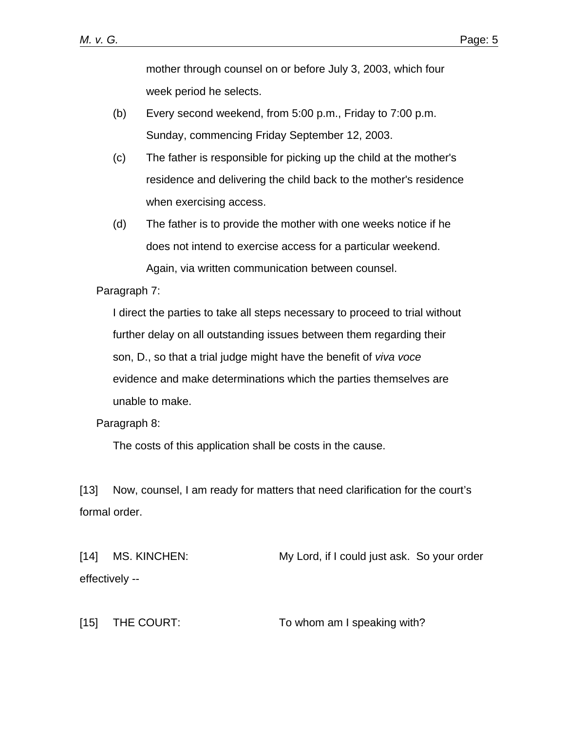mother through counsel on or before July 3, 2003, which four week period he selects.

(b) Every second weekend, from 5:00 p.m., Friday to 7:00 p.m. Sunday, commencing Friday September 12, 2003.

(c) The father is responsible for picking up the child at the mother's residence and delivering the child back to the mother's residence when exercising access.

(d) The father is to provide the mother with one weeks notice if he does not intend to exercise access for a particular weekend. Again, via written communication between counsel.

Paragraph 7:

I direct the parties to take all steps necessary to proceed to trial without further delay on all outstanding issues between them regarding their son, D., so that a trial judge might have the benefit of *viva voce* evidence and make determinations which the parties themselves are unable to make.

Paragraph 8:

The costs of this application shall be costs in the cause.

[13] Now, counsel, I am ready for matters that need clarification for the court's formal order.

[14] MS. KINCHEN: My Lord, if I could just ask. So your order effectively --

[15] THE COURT: To whom am I speaking with?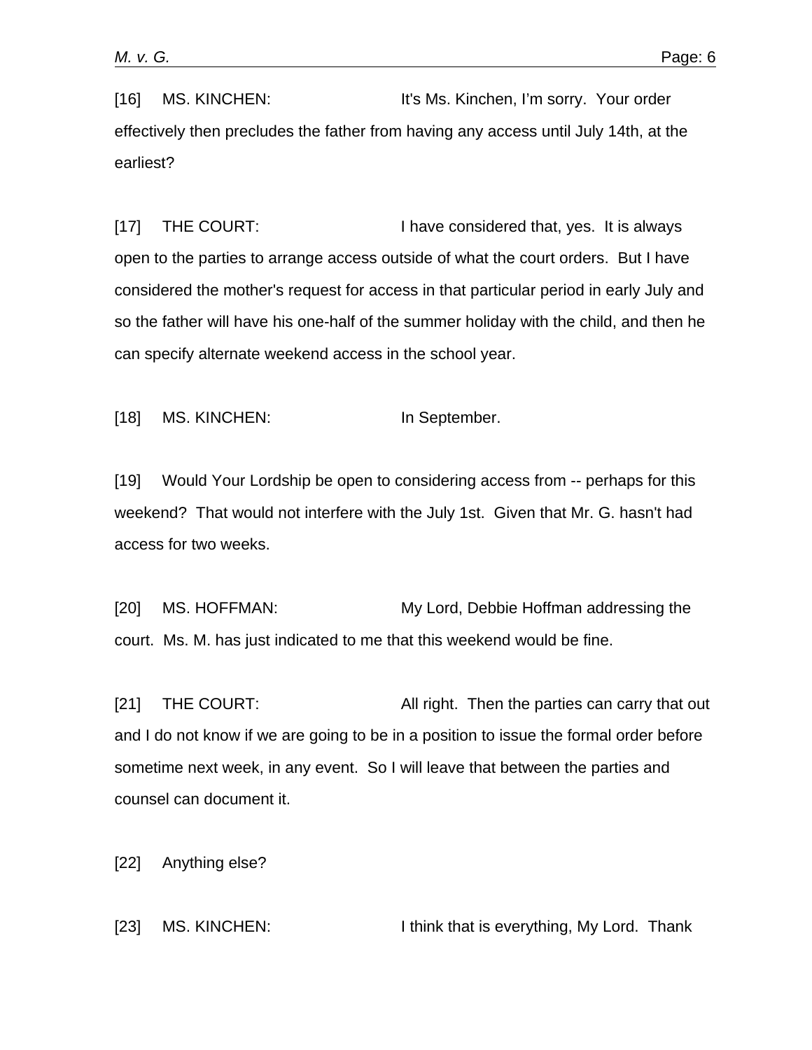[16] MS. KINCHEN: It's Ms. Kinchen, I'm sorry. Your order effectively then precludes the father from having any access until July 14th, at the earliest?

[17] THE COURT: I have considered that, yes. It is always open to the parties to arrange access outside of what the court orders. But I have considered the mother's request for access in that particular period in early July and so the father will have his one-half of the summer holiday with the child, and then he can specify alternate weekend access in the school year.

[18] MS. KINCHEN: In September.

[19] Would Your Lordship be open to considering access from -- perhaps for this weekend? That would not interfere with the July 1st. Given that Mr. G. hasn't had access for two weeks.

[20] MS. HOFFMAN: My Lord, Debbie Hoffman addressing the court. Ms. M. has just indicated to me that this weekend would be fine.

[21] THE COURT: All right. Then the parties can carry that out and I do not know if we are going to be in a position to issue the formal order before sometime next week, in any event. So I will leave that between the parties and counsel can document it.

[22] Anything else?

[23] MS. KINCHEN: I think that is everything, My Lord. Thank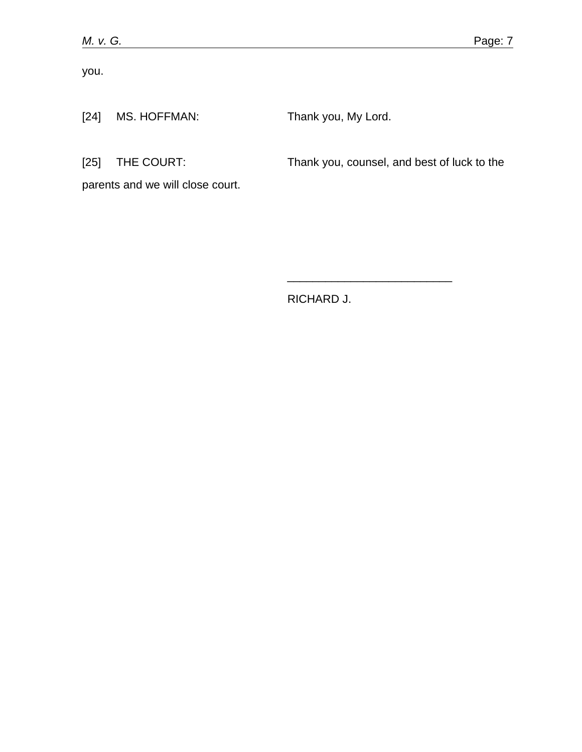you.

[24] MS. HOFFMAN: Thank you, My Lord.

[25] THE COURT: Thank you, counsel, and best of luck to the parents and we will close court.

___________________________

RICHARD J.